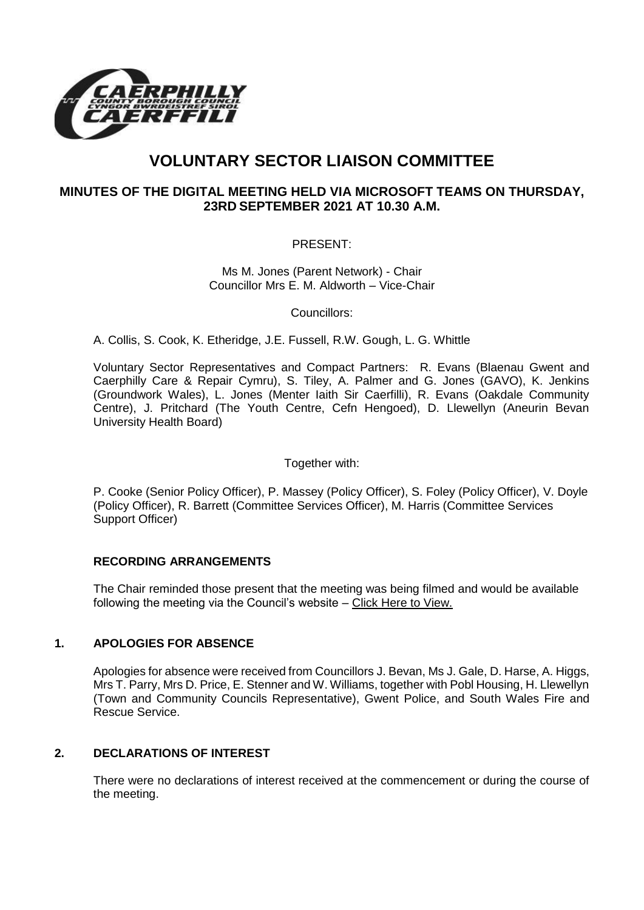# VOLUNTARY SECTOR LIAISON COMMITTEE

## MINUTES OF THE DIGITAL MEETING HELD VIA MICROSOFT TEAMS ON THURSDAY, 23RD SEPTEMBER 2021 AT 10.30 A.M.

PRESENT:

Ms M. Jones (Parent Network) - Chair
Councillor Mrs E. M. Aldworth – Vice-Chair

Councillors:

A. Collis, S. Cook, K. Etheridge, J.E. Fussell, R.W. Gough, L. G. Whittle

Voluntary Sector Representatives and Compact Partners: R. Evans (Blaenau Gwent and Caerphilly Care & Repair Cymru), S. Tiley, A. Palmer and G. Jones (GAVO), K. Jenkins (Groundwork Wales), L. Jones (Menter Iaith Sir Caerfilli), R. Evans (Oakdale Community Centre), J. Pritchard (The Youth Centre, Cefn Hengoed), D. Llewellyn (Aneurin Bevan University Health Board)

Together with:

P. Cooke (Senior Policy Officer), P. Massey (Policy Officer), S. Foley (Policy Officer), V. Doyle (Policy Officer), R. Barrett (Committee Services Officer), M. Harris (Committee Services Support Officer)

### RECORDING ARRANGEMENTS

The Chair reminded those present that the meeting was being filmed and would be available following the meeting via the Council's website – Click Here to View.

### 1. APOLOGIES FOR ABSENCE

Apologies for absence were received from Councillors J. Bevan, Ms J. Gale, D. Harse, A. Higgs, Mrs T. Parry, Mrs D. Price, E. Stenner and W. Williams, together with Pobl Housing, H. Llewellyn (Town and Community Councils Representative), Gwent Police, and South Wales Fire and Rescue Service.

### 2. DECLARATIONS OF INTEREST

There were no declarations of interest received at the commencement or during the course of the meeting.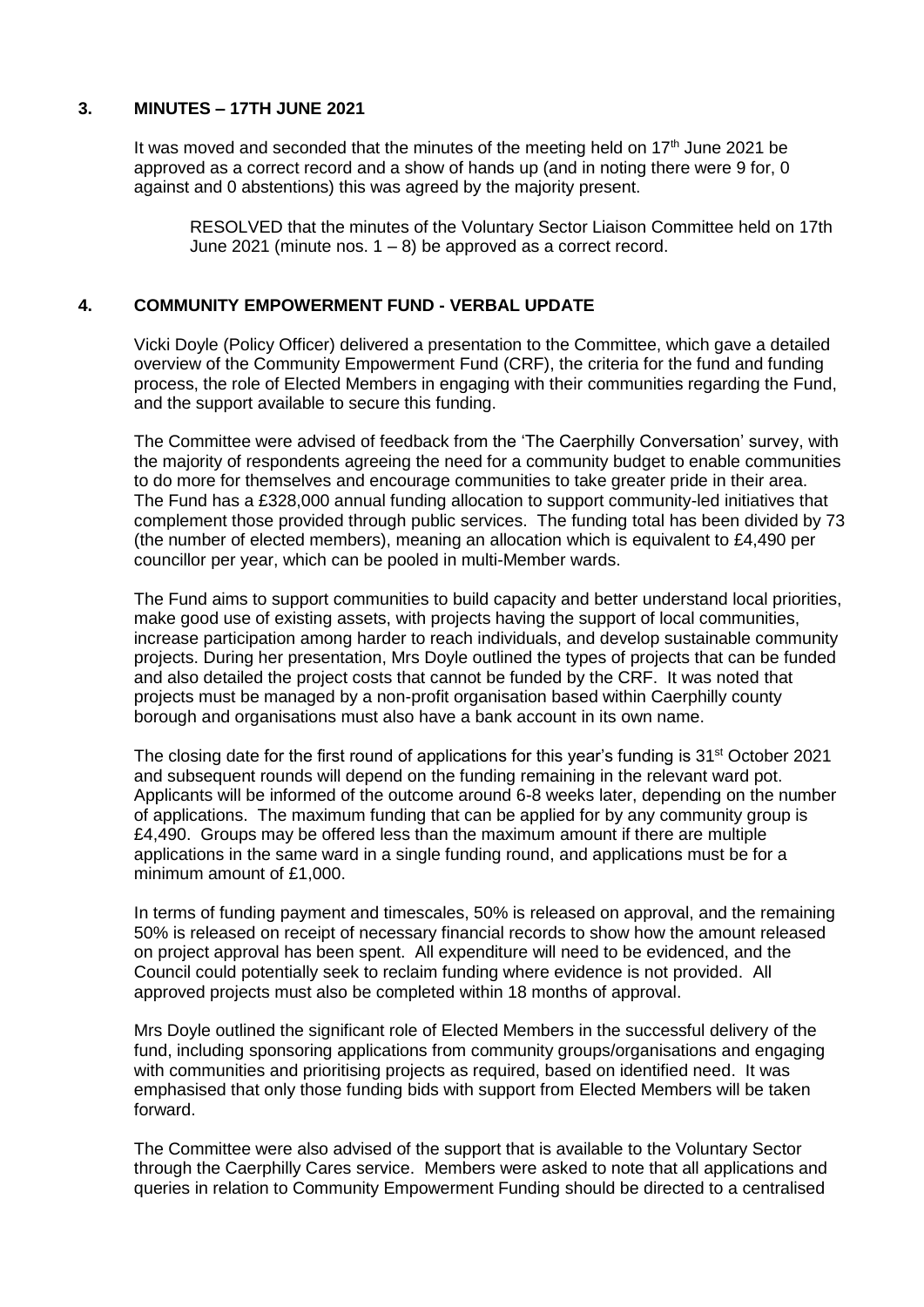## 3. MINUTES – 17TH JUNE 2021

It was moved and seconded that the minutes of the meeting held on 17th June 2021 be approved as a correct record and a show of hands up (and in noting there were 9 for, 0 against and 0 abstentions) this was agreed by the majority present.

> RESOLVED that the minutes of the Voluntary Sector Liaison Committee held on 17th June 2021 (minute nos. 1 – 8) be approved as a correct record.

## 4. COMMUNITY EMPOWERMENT FUND - VERBAL UPDATE

Vicki Doyle (Policy Officer) delivered a presentation to the Committee, which gave a detailed overview of the Community Empowerment Fund (CRF), the criteria for the fund and funding process, the role of Elected Members in engaging with their communities regarding the Fund, and the support available to secure this funding.

The Committee were advised of feedback from the 'The Caerphilly Conversation' survey, with the majority of respondents agreeing the need for a community budget to enable communities to do more for themselves and encourage communities to take greater pride in their area. The Fund has a £328,000 annual funding allocation to support community-led initiatives that complement those provided through public services. The funding total has been divided by 73 (the number of elected members), meaning an allocation which is equivalent to £4,490 per councillor per year, which can be pooled in multi-Member wards.

The Fund aims to support communities to build capacity and better understand local priorities, make good use of existing assets, with projects having the support of local communities, increase participation among harder to reach individuals, and develop sustainable community projects. During her presentation, Mrs Doyle outlined the types of projects that can be funded and also detailed the project costs that cannot be funded by the CRF. It was noted that projects must be managed by a non-profit organisation based within Caerphilly county borough and organisations must also have a bank account in its own name.

The closing date for the first round of applications for this year's funding is 31st October 2021 and subsequent rounds will depend on the funding remaining in the relevant ward pot. Applicants will be informed of the outcome around 6-8 weeks later, depending on the number of applications. The maximum funding that can be applied for by any community group is £4,490. Groups may be offered less than the maximum amount if there are multiple applications in the same ward in a single funding round, and applications must be for a minimum amount of £1,000.

In terms of funding payment and timescales, 50% is released on approval, and the remaining 50% is released on receipt of necessary financial records to show how the amount released on project approval has been spent. All expenditure will need to be evidenced, and the Council could potentially seek to reclaim funding where evidence is not provided. All approved projects must also be completed within 18 months of approval.

Mrs Doyle outlined the significant role of Elected Members in the successful delivery of the fund, including sponsoring applications from community groups/organisations and engaging with communities and prioritising projects as required, based on identified need. It was emphasised that only those funding bids with support from Elected Members will be taken forward.

The Committee were also advised of the support that is available to the Voluntary Sector through the Caerphilly Cares service. Members were asked to note that all applications and queries in relation to Community Empowerment Funding should be directed to a centralised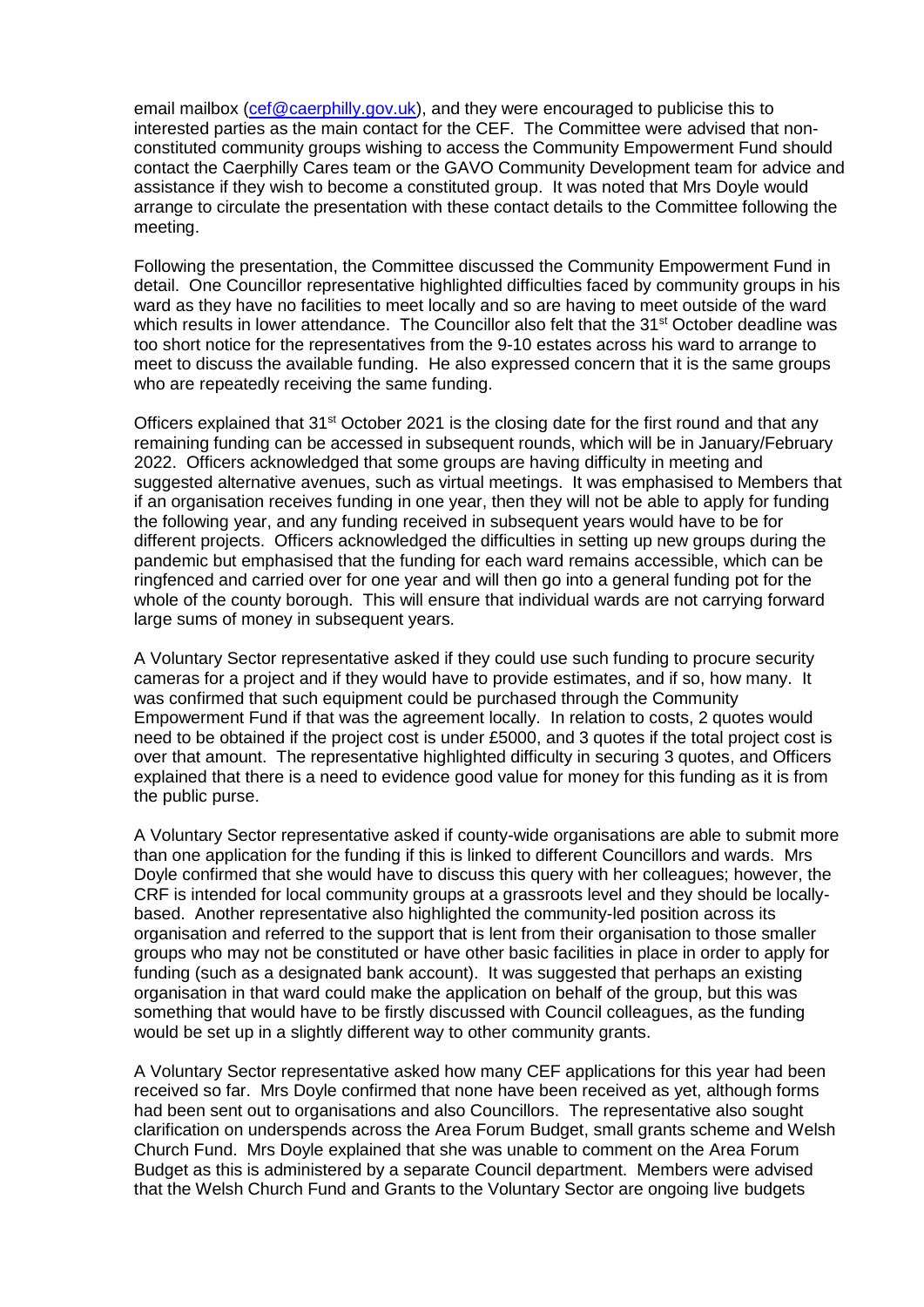email mailbox (cef@caerphilly.gov.uk), and they were encouraged to publicise this to interested parties as the main contact for the CEF. The Committee were advised that non-constituted community groups wishing to access the Community Empowerment Fund should contact the Caerphilly Cares team or the GAVO Community Development team for advice and assistance if they wish to become a constituted group. It was noted that Mrs Doyle would arrange to circulate the presentation with these contact details to the Committee following the meeting.

Following the presentation, the Committee discussed the Community Empowerment Fund in detail. One Councillor representative highlighted difficulties faced by community groups in his ward as they have no facilities to meet locally and so are having to meet outside of the ward which results in lower attendance. The Councillor also felt that the 31st October deadline was too short notice for the representatives from the 9-10 estates across his ward to arrange to meet to discuss the available funding. He also expressed concern that it is the same groups who are repeatedly receiving the same funding.

Officers explained that 31st October 2021 is the closing date for the first round and that any remaining funding can be accessed in subsequent rounds, which will be in January/February 2022. Officers acknowledged that some groups are having difficulty in meeting and suggested alternative avenues, such as virtual meetings. It was emphasised to Members that if an organisation receives funding in one year, then they will not be able to apply for funding the following year, and any funding received in subsequent years would have to be for different projects. Officers acknowledged the difficulties in setting up new groups during the pandemic but emphasised that the funding for each ward remains accessible, which can be ringfenced and carried over for one year and will then go into a general funding pot for the whole of the county borough. This will ensure that individual wards are not carrying forward large sums of money in subsequent years.

A Voluntary Sector representative asked if they could use such funding to procure security cameras for a project and if they would have to provide estimates, and if so, how many. It was confirmed that such equipment could be purchased through the Community Empowerment Fund if that was the agreement locally. In relation to costs, 2 quotes would need to be obtained if the project cost is under £5000, and 3 quotes if the total project cost is over that amount. The representative highlighted difficulty in securing 3 quotes, and Officers explained that there is a need to evidence good value for money for this funding as it is from the public purse.

A Voluntary Sector representative asked if county-wide organisations are able to submit more than one application for the funding if this is linked to different Councillors and wards. Mrs Doyle confirmed that she would have to discuss this query with her colleagues; however, the CRF is intended for local community groups at a grassroots level and they should be locally-based. Another representative also highlighted the community-led position across its organisation and referred to the support that is lent from their organisation to those smaller groups who may not be constituted or have other basic facilities in place in order to apply for funding (such as a designated bank account). It was suggested that perhaps an existing organisation in that ward could make the application on behalf of the group, but this was something that would have to be firstly discussed with Council colleagues, as the funding would be set up in a slightly different way to other community grants.

A Voluntary Sector representative asked how many CEF applications for this year had been received so far. Mrs Doyle confirmed that none have been received as yet, although forms had been sent out to organisations and also Councillors. The representative also sought clarification on underspends across the Area Forum Budget, small grants scheme and Welsh Church Fund. Mrs Doyle explained that she was unable to comment on the Area Forum Budget as this is administered by a separate Council department. Members were advised that the Welsh Church Fund and Grants to the Voluntary Sector are ongoing live budgets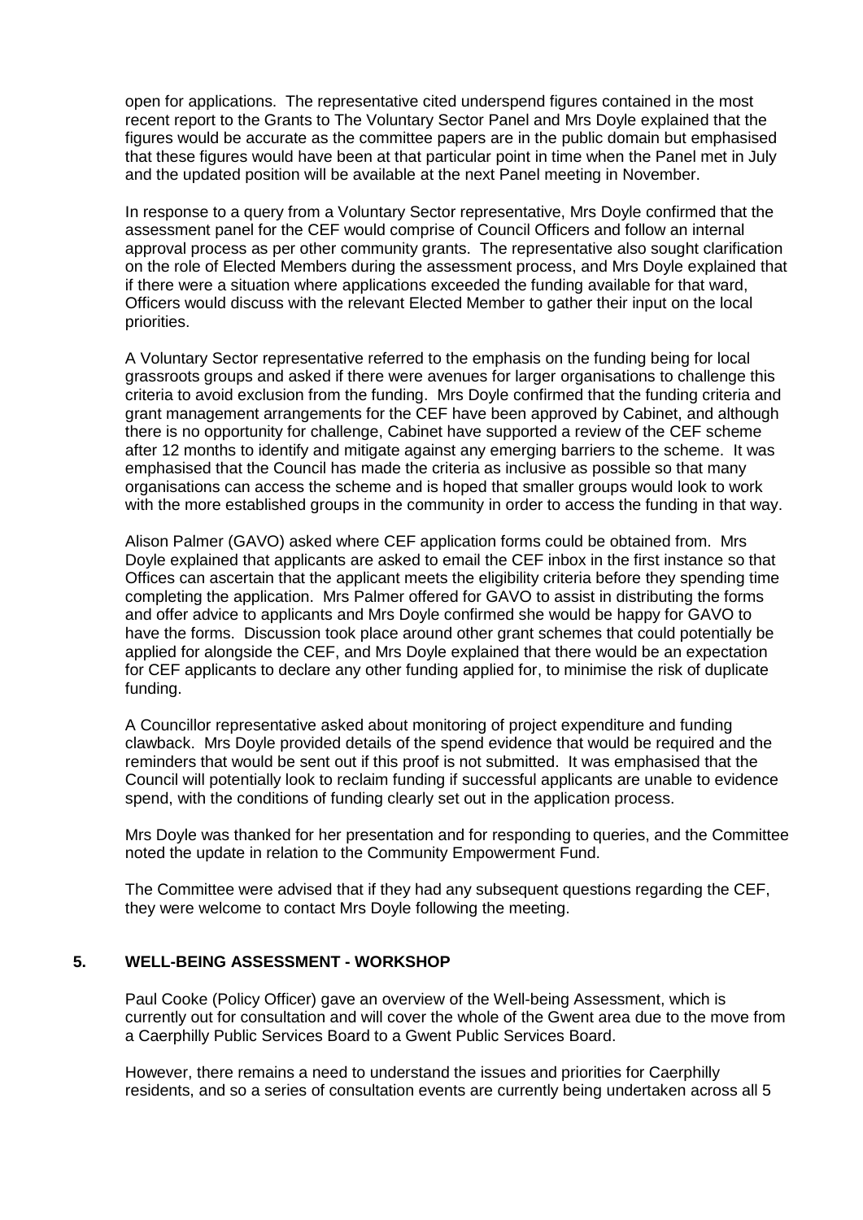open for applications. The representative cited underspend figures contained in the most recent report to the Grants to The Voluntary Sector Panel and Mrs Doyle explained that the figures would be accurate as the committee papers are in the public domain but emphasised that these figures would have been at that particular point in time when the Panel met in July and the updated position will be available at the next Panel meeting in November.

In response to a query from a Voluntary Sector representative, Mrs Doyle confirmed that the assessment panel for the CEF would comprise of Council Officers and follow an internal approval process as per other community grants. The representative also sought clarification on the role of Elected Members during the assessment process, and Mrs Doyle explained that if there were a situation where applications exceeded the funding available for that ward, Officers would discuss with the relevant Elected Member to gather their input on the local priorities.

A Voluntary Sector representative referred to the emphasis on the funding being for local grassroots groups and asked if there were avenues for larger organisations to challenge this criteria to avoid exclusion from the funding. Mrs Doyle confirmed that the funding criteria and grant management arrangements for the CEF have been approved by Cabinet, and although there is no opportunity for challenge, Cabinet have supported a review of the CEF scheme after 12 months to identify and mitigate against any emerging barriers to the scheme. It was emphasised that the Council has made the criteria as inclusive as possible so that many organisations can access the scheme and is hoped that smaller groups would look to work with the more established groups in the community in order to access the funding in that way.

Alison Palmer (GAVO) asked where CEF application forms could be obtained from. Mrs Doyle explained that applicants are asked to email the CEF inbox in the first instance so that Offices can ascertain that the applicant meets the eligibility criteria before they spending time completing the application. Mrs Palmer offered for GAVO to assist in distributing the forms and offer advice to applicants and Mrs Doyle confirmed she would be happy for GAVO to have the forms. Discussion took place around other grant schemes that could potentially be applied for alongside the CEF, and Mrs Doyle explained that there would be an expectation for CEF applicants to declare any other funding applied for, to minimise the risk of duplicate funding.

A Councillor representative asked about monitoring of project expenditure and funding clawback. Mrs Doyle provided details of the spend evidence that would be required and the reminders that would be sent out if this proof is not submitted. It was emphasised that the Council will potentially look to reclaim funding if successful applicants are unable to evidence spend, with the conditions of funding clearly set out in the application process.

Mrs Doyle was thanked for her presentation and for responding to queries, and the Committee noted the update in relation to the Community Empowerment Fund.

The Committee were advised that if they had any subsequent questions regarding the CEF, they were welcome to contact Mrs Doyle following the meeting.

## 5. WELL-BEING ASSESSMENT - WORKSHOP

Paul Cooke (Policy Officer) gave an overview of the Well-being Assessment, which is currently out for consultation and will cover the whole of the Gwent area due to the move from a Caerphilly Public Services Board to a Gwent Public Services Board.

However, there remains a need to understand the issues and priorities for Caerphilly residents, and so a series of consultation events are currently being undertaken across all 5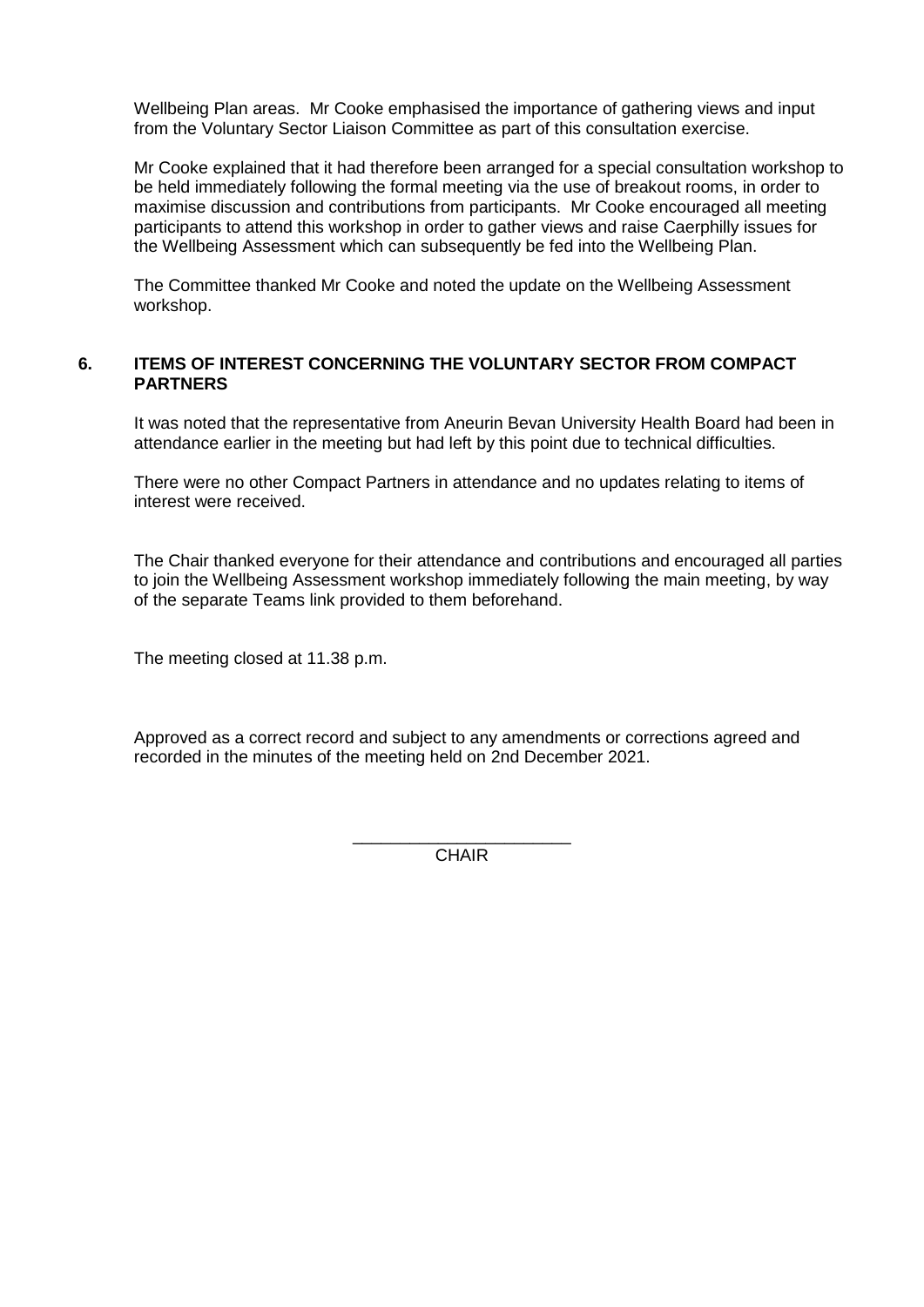Wellbeing Plan areas. Mr Cooke emphasised the importance of gathering views and input from the Voluntary Sector Liaison Committee as part of this consultation exercise.

Mr Cooke explained that it had therefore been arranged for a special consultation workshop to be held immediately following the formal meeting via the use of breakout rooms, in order to maximise discussion and contributions from participants. Mr Cooke encouraged all meeting participants to attend this workshop in order to gather views and raise Caerphilly issues for the Wellbeing Assessment which can subsequently be fed into the Wellbeing Plan.

The Committee thanked Mr Cooke and noted the update on the Wellbeing Assessment workshop.

## 6. ITEMS OF INTEREST CONCERNING THE VOLUNTARY SECTOR FROM COMPACT PARTNERS

It was noted that the representative from Aneurin Bevan University Health Board had been in attendance earlier in the meeting but had left by this point due to technical difficulties.

There were no other Compact Partners in attendance and no updates relating to items of interest were received.

The Chair thanked everyone for their attendance and contributions and encouraged all parties to join the Wellbeing Assessment workshop immediately following the main meeting, by way of the separate Teams link provided to them beforehand.

The meeting closed at 11.38 p.m.

Approved as a correct record and subject to any amendments or corrections agreed and recorded in the minutes of the meeting held on 2nd December 2021.

_______________________

CHAIR